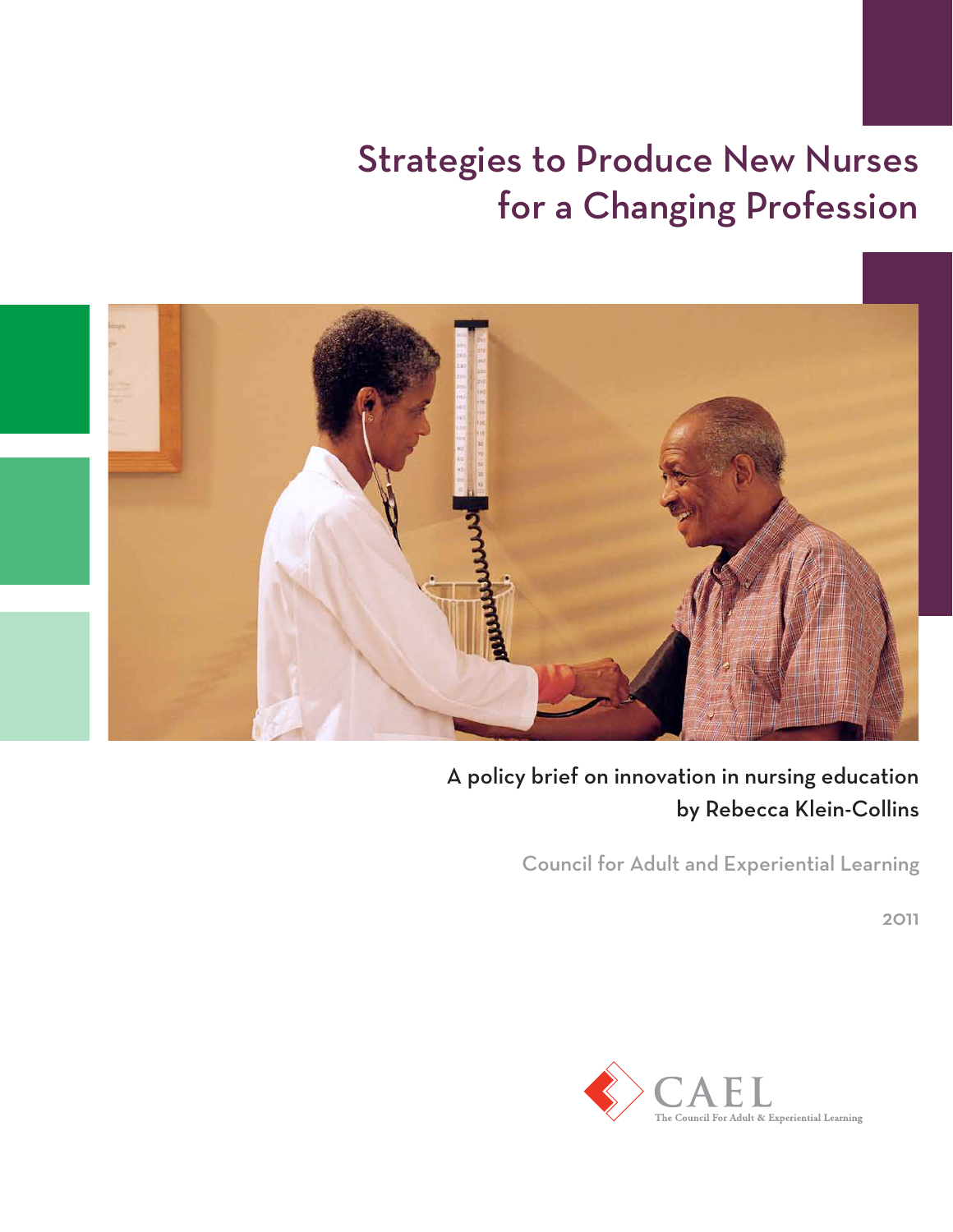# Strategies to Produce New Nurses for a Changing Profession

A policy brief on innovation in nursing education
by Rebecca Klein-Collins

Council for Adult and Experiential Learning

2011

CAEL
The Council For Adult & Experiential Learning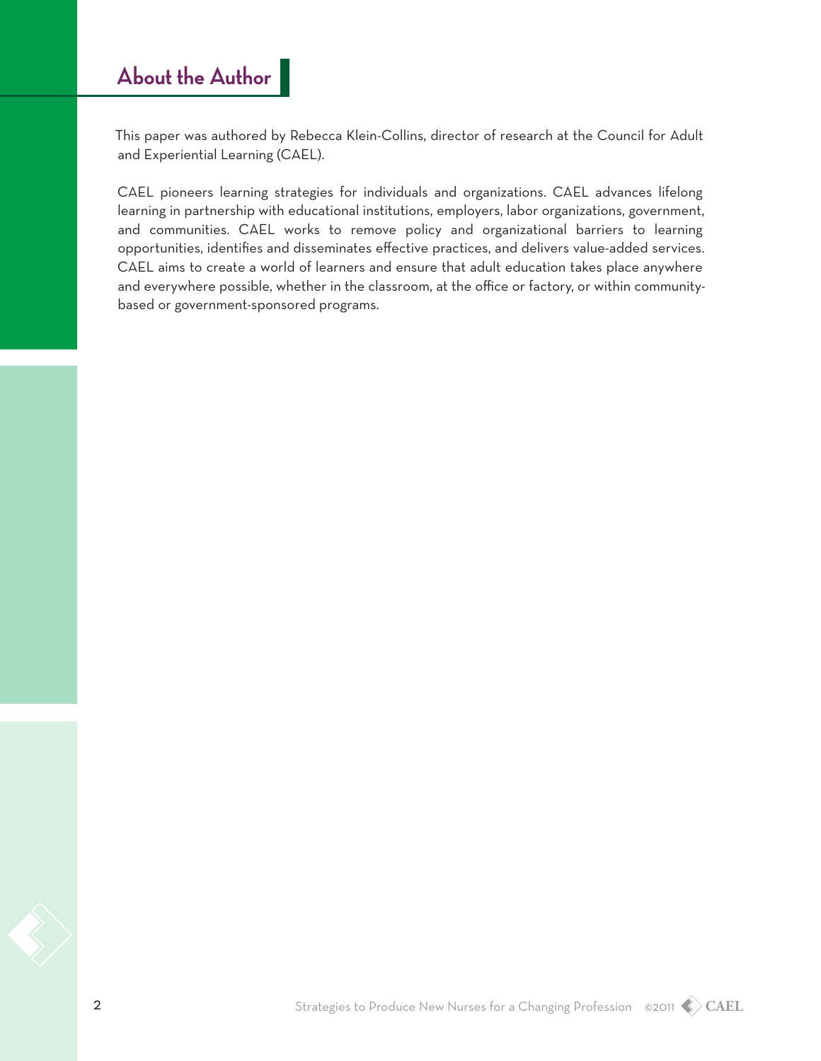## About the Author

This paper was authored by Rebecca Klein-Collins, director of research at the Council for Adult and Experiential Learning (CAEL).

CAEL pioneers learning strategies for individuals and organizations. CAEL advances lifelong learning in partnership with educational institutions, employers, labor organizations, government, and communities. CAEL works to remove policy and organizational barriers to learning opportunities, identifies and disseminates effective practices, and delivers value-added services. CAEL aims to create a world of learners and ensure that adult education takes place anywhere and everywhere possible, whether in the classroom, at the office or factory, or within community-based or government-sponsored programs.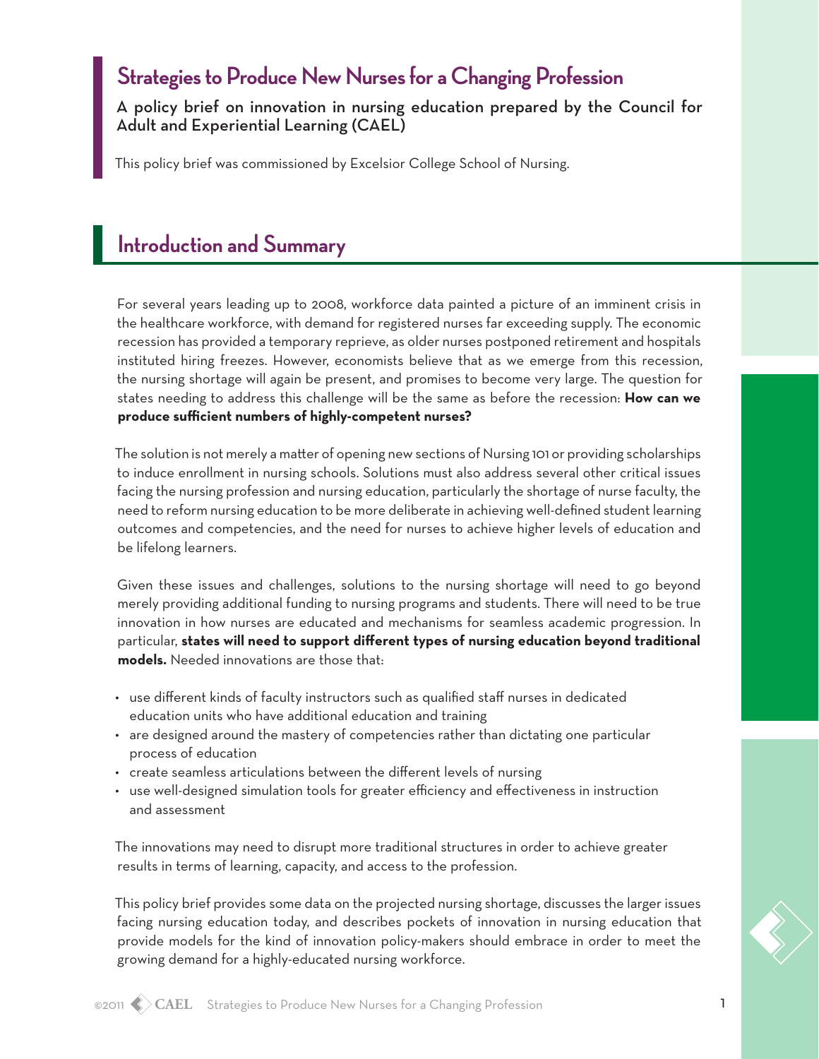# Strategies to Produce New Nurses for a Changing Profession

A policy brief on innovation in nursing education prepared by the Council for Adult and Experiential Learning (CAEL)

This policy brief was commissioned by Excelsior College School of Nursing.

## Introduction and Summary

For several years leading up to 2008, workforce data painted a picture of an imminent crisis in the healthcare workforce, with demand for registered nurses far exceeding supply. The economic recession has provided a temporary reprieve, as older nurses postponed retirement and hospitals instituted hiring freezes. However, economists believe that as we emerge from this recession, the nursing shortage will again be present, and promises to become very large. The question for states needing to address this challenge will be the same as before the recession: **How can we produce sufficient numbers of highly-competent nurses?**

The solution is not merely a matter of opening new sections of Nursing 101 or providing scholarships to induce enrollment in nursing schools. Solutions must also address several other critical issues facing the nursing profession and nursing education, particularly the shortage of nurse faculty, the need to reform nursing education to be more deliberate in achieving well-defined student learning outcomes and competencies, and the need for nurses to achieve higher levels of education and be lifelong learners.

Given these issues and challenges, solutions to the nursing shortage will need to go beyond merely providing additional funding to nursing programs and students. There will need to be true innovation in how nurses are educated and mechanisms for seamless academic progression. In particular, **states will need to support different types of nursing education beyond traditional models.** Needed innovations are those that:

- use different kinds of faculty instructors such as qualified staff nurses in dedicated education units who have additional education and training
- are designed around the mastery of competencies rather than dictating one particular process of education
- create seamless articulations between the different levels of nursing
- use well-designed simulation tools for greater efficiency and effectiveness in instruction and assessment

The innovations may need to disrupt more traditional structures in order to achieve greater results in terms of learning, capacity, and access to the profession.

This policy brief provides some data on the projected nursing shortage, discusses the larger issues facing nursing education today, and describes pockets of innovation in nursing education that provide models for the kind of innovation policy-makers should embrace in order to meet the growing demand for a highly-educated nursing workforce.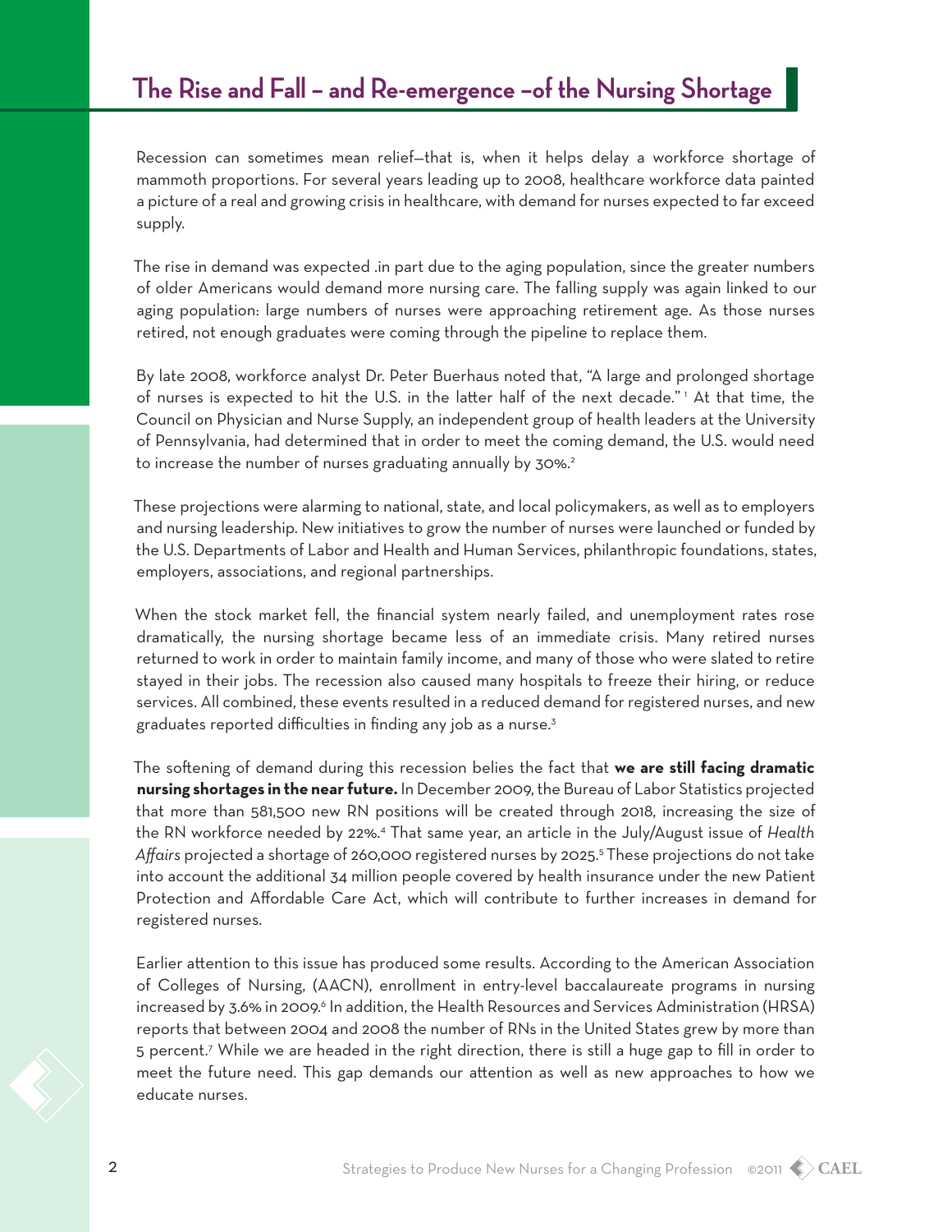## The Rise and Fall – and Re-emergence –of the Nursing Shortage

Recession can sometimes mean relief—that is, when it helps delay a workforce shortage of mammoth proportions. For several years leading up to 2008, healthcare workforce data painted a picture of a real and growing crisis in healthcare, with demand for nurses expected to far exceed supply.

The rise in demand was expected .in part due to the aging population, since the greater numbers of older Americans would demand more nursing care. The falling supply was again linked to our aging population: large numbers of nurses were approaching retirement age. As those nurses retired, not enough graduates were coming through the pipeline to replace them.

By late 2008, workforce analyst Dr. Peter Buerhaus noted that, "A large and prolonged shortage of nurses is expected to hit the U.S. in the latter half of the next decade."[1] At that time, the Council on Physician and Nurse Supply, an independent group of health leaders at the University of Pennsylvania, had determined that in order to meet the coming demand, the U.S. would need to increase the number of nurses graduating annually by 30%.[2]

These projections were alarming to national, state, and local policymakers, as well as to employers and nursing leadership. New initiatives to grow the number of nurses were launched or funded by the U.S. Departments of Labor and Health and Human Services, philanthropic foundations, states, employers, associations, and regional partnerships.

When the stock market fell, the financial system nearly failed, and unemployment rates rose dramatically, the nursing shortage became less of an immediate crisis. Many retired nurses returned to work in order to maintain family income, and many of those who were slated to retire stayed in their jobs. The recession also caused many hospitals to freeze their hiring, or reduce services. All combined, these events resulted in a reduced demand for registered nurses, and new graduates reported difficulties in finding any job as a nurse.[3]

The softening of demand during this recession belies the fact that **we are still facing dramatic nursing shortages in the near future.** In December 2009, the Bureau of Labor Statistics projected that more than 581,500 new RN positions will be created through 2018, increasing the size of the RN workforce needed by 22%.[4] That same year, an article in the July/August issue of *Health Affairs* projected a shortage of 260,000 registered nurses by 2025.[5] These projections do not take into account the additional 34 million people covered by health insurance under the new Patient Protection and Affordable Care Act, which will contribute to further increases in demand for registered nurses.

Earlier attention to this issue has produced some results. According to the American Association of Colleges of Nursing, (AACN), enrollment in entry-level baccalaureate programs in nursing increased by 3.6% in 2009.[6] In addition, the Health Resources and Services Administration (HRSA) reports that between 2004 and 2008 the number of RNs in the United States grew by more than 5 percent.[7] While we are headed in the right direction, there is still a huge gap to fill in order to meet the future need. This gap demands our attention as well as new approaches to how we educate nurses.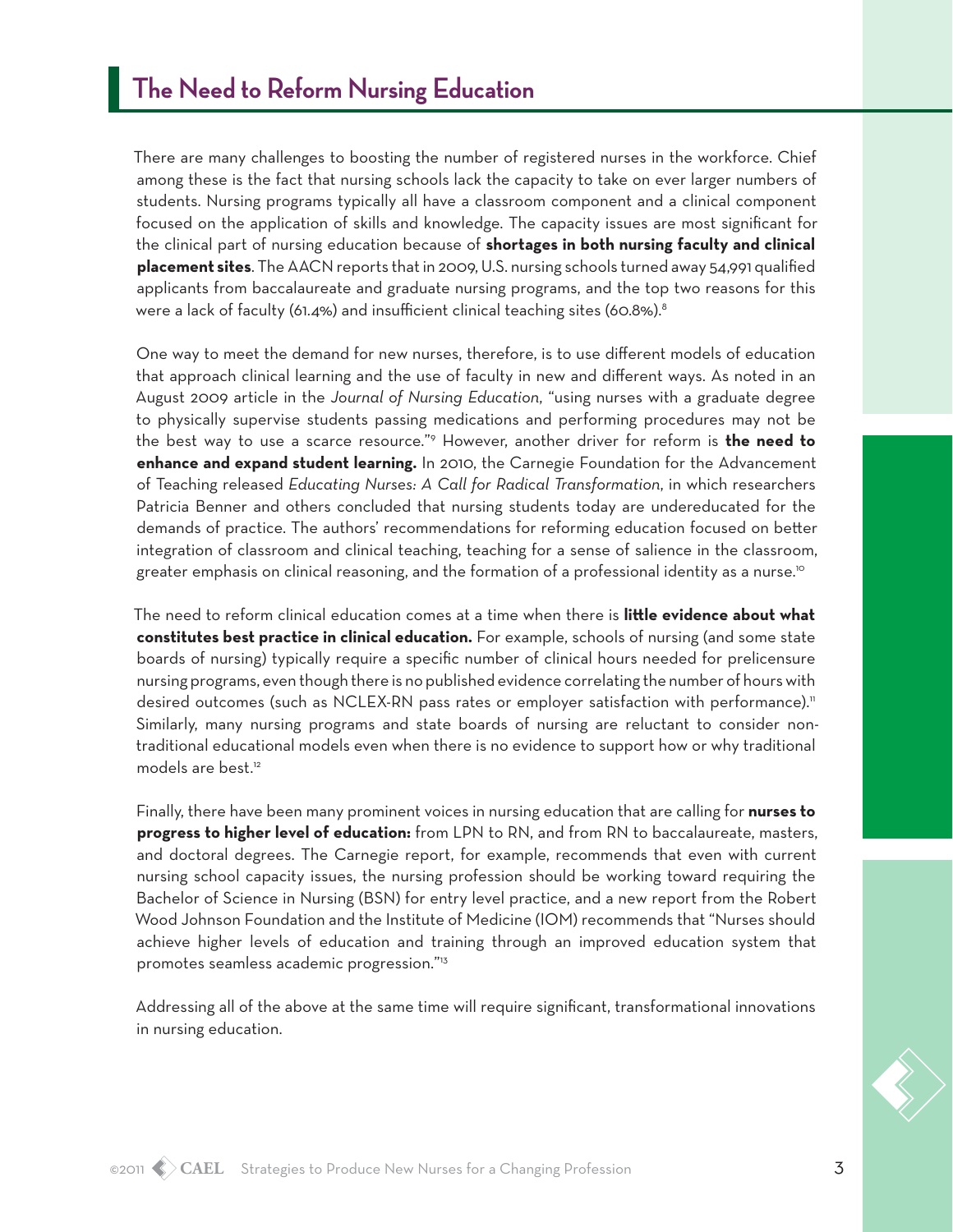## The Need to Reform Nursing Education

There are many challenges to boosting the number of registered nurses in the workforce. Chief among these is the fact that nursing schools lack the capacity to take on ever larger numbers of students. Nursing programs typically all have a classroom component and a clinical component focused on the application of skills and knowledge. The capacity issues are most significant for the clinical part of nursing education because of **shortages in both nursing faculty and clinical placement sites**. The AACN reports that in 2009, U.S. nursing schools turned away 54,991 qualified applicants from baccalaureate and graduate nursing programs, and the top two reasons for this were a lack of faculty (61.4%) and insufficient clinical teaching sites (60.8%).[8]

One way to meet the demand for new nurses, therefore, is to use different models of education that approach clinical learning and the use of faculty in new and different ways. As noted in an August 2009 article in the *Journal of Nursing Education*, "using nurses with a graduate degree to physically supervise students passing medications and performing procedures may not be the best way to use a scarce resource."[9] However, another driver for reform is **the need to enhance and expand student learning.** In 2010, the Carnegie Foundation for the Advancement of Teaching released *Educating Nurses: A Call for Radical Transformation*, in which researchers Patricia Benner and others concluded that nursing students today are undereducated for the demands of practice. The authors' recommendations for reforming education focused on better integration of classroom and clinical teaching, teaching for a sense of salience in the classroom, greater emphasis on clinical reasoning, and the formation of a professional identity as a nurse.[10]

The need to reform clinical education comes at a time when there is **little evidence about what constitutes best practice in clinical education.** For example, schools of nursing (and some state boards of nursing) typically require a specific number of clinical hours needed for prelicensure nursing programs, even though there is no published evidence correlating the number of hours with desired outcomes (such as NCLEX-RN pass rates or employer satisfaction with performance).[11] Similarly, many nursing programs and state boards of nursing are reluctant to consider non-traditional educational models even when there is no evidence to support how or why traditional models are best.[12]

Finally, there have been many prominent voices in nursing education that are calling for **nurses to progress to higher level of education:** from LPN to RN, and from RN to baccalaureate, masters, and doctoral degrees. The Carnegie report, for example, recommends that even with current nursing school capacity issues, the nursing profession should be working toward requiring the Bachelor of Science in Nursing (BSN) for entry level practice, and a new report from the Robert Wood Johnson Foundation and the Institute of Medicine (IOM) recommends that "Nurses should achieve higher levels of education and training through an improved education system that promotes seamless academic progression."[13]

Addressing all of the above at the same time will require significant, transformational innovations in nursing education.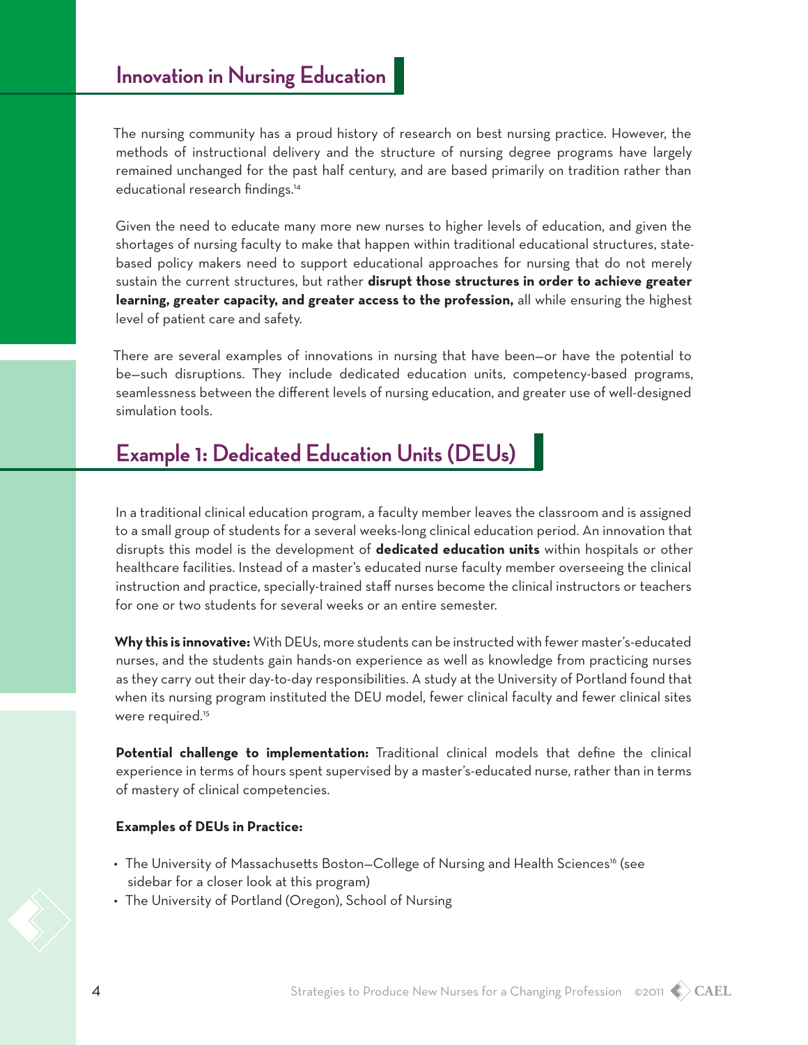## Innovation in Nursing Education

The nursing community has a proud history of research on best nursing practice. However, the methods of instructional delivery and the structure of nursing degree programs have largely remained unchanged for the past half century, and are based primarily on tradition rather than educational research findings.[14]

Given the need to educate many more new nurses to higher levels of education, and given the shortages of nursing faculty to make that happen within traditional educational structures, state-based policy makers need to support educational approaches for nursing that do not merely sustain the current structures, but rather **disrupt those structures in order to achieve greater learning, greater capacity, and greater access to the profession,** all while ensuring the highest level of patient care and safety.

There are several examples of innovations in nursing that have been—or have the potential to be—such disruptions. They include dedicated education units, competency-based programs, seamlessness between the different levels of nursing education, and greater use of well-designed simulation tools.

## Example 1: Dedicated Education Units (DEUs)

In a traditional clinical education program, a faculty member leaves the classroom and is assigned to a small group of students for a several weeks-long clinical education period. An innovation that disrupts this model is the development of **dedicated education units** within hospitals or other healthcare facilities. Instead of a master's educated nurse faculty member overseeing the clinical instruction and practice, specially-trained staff nurses become the clinical instructors or teachers for one or two students for several weeks or an entire semester.

**Why this is innovative:** With DEUs, more students can be instructed with fewer master's-educated nurses, and the students gain hands-on experience as well as knowledge from practicing nurses as they carry out their day-to-day responsibilities. A study at the University of Portland found that when its nursing program instituted the DEU model, fewer clinical faculty and fewer clinical sites were required.[15]

**Potential challenge to implementation:** Traditional clinical models that define the clinical experience in terms of hours spent supervised by a master's-educated nurse, rather than in terms of mastery of clinical competencies.

**Examples of DEUs in Practice:**

- The University of Massachusetts Boston—College of Nursing and Health Sciences[16] (see sidebar for a closer look at this program)
- The University of Portland (Oregon), School of Nursing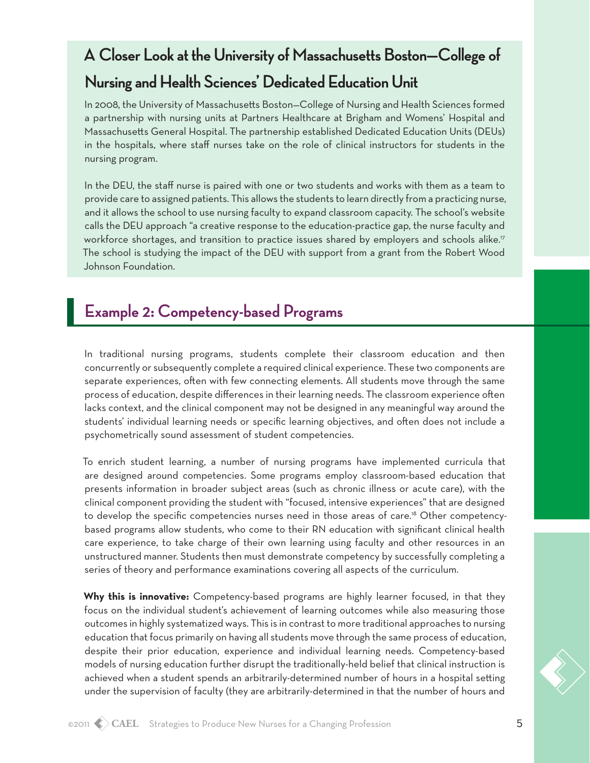## A Closer Look at the University of Massachusetts Boston—College of Nursing and Health Sciences' Dedicated Education Unit

In 2008, the University of Massachusetts Boston—College of Nursing and Health Sciences formed a partnership with nursing units at Partners Healthcare at Brigham and Womens' Hospital and Massachusetts General Hospital. The partnership established Dedicated Education Units (DEUs) in the hospitals, where staff nurses take on the role of clinical instructors for students in the nursing program.

In the DEU, the staff nurse is paired with one or two students and works with them as a team to provide care to assigned patients. This allows the students to learn directly from a practicing nurse, and it allows the school to use nursing faculty to expand classroom capacity. The school's website calls the DEU approach "a creative response to the education-practice gap, the nurse faculty and workforce shortages, and transition to practice issues shared by employers and schools alike.[17] The school is studying the impact of the DEU with support from a grant from the Robert Wood Johnson Foundation.

## Example 2: Competency-based Programs

In traditional nursing programs, students complete their classroom education and then concurrently or subsequently complete a required clinical experience. These two components are separate experiences, often with few connecting elements. All students move through the same process of education, despite differences in their learning needs. The classroom experience often lacks context, and the clinical component may not be designed in any meaningful way around the students' individual learning needs or specific learning objectives, and often does not include a psychometrically sound assessment of student competencies.

To enrich student learning, a number of nursing programs have implemented curricula that are designed around competencies. Some programs employ classroom-based education that presents information in broader subject areas (such as chronic illness or acute care), with the clinical component providing the student with "focused, intensive experiences" that are designed to develop the specific competencies nurses need in those areas of care.[18] Other competency-based programs allow students, who come to their RN education with significant clinical health care experience, to take charge of their own learning using faculty and other resources in an unstructured manner. Students then must demonstrate competency by successfully completing a series of theory and performance examinations covering all aspects of the curriculum.

**Why this is innovative:** Competency-based programs are highly learner focused, in that they focus on the individual student's achievement of learning outcomes while also measuring those outcomes in highly systematized ways. This is in contrast to more traditional approaches to nursing education that focus primarily on having all students move through the same process of education, despite their prior education, experience and individual learning needs. Competency-based models of nursing education further disrupt the traditionally-held belief that clinical instruction is achieved when a student spends an arbitrarily-determined number of hours in a hospital setting under the supervision of faculty (they are arbitrarily-determined in that the number of hours and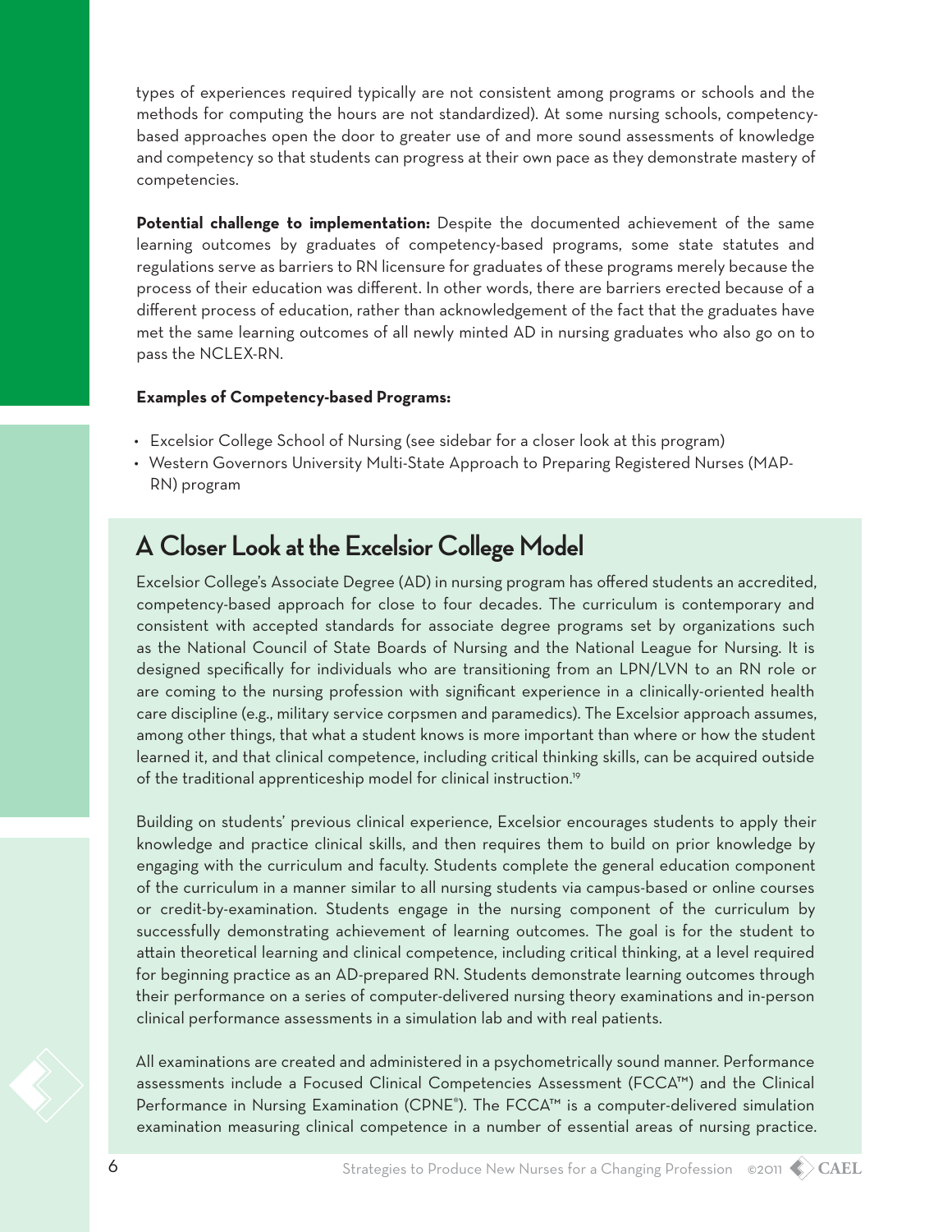types of experiences required typically are not consistent among programs or schools and the methods for computing the hours are not standardized). At some nursing schools, competency-based approaches open the door to greater use of and more sound assessments of knowledge and competency so that students can progress at their own pace as they demonstrate mastery of competencies.

**Potential challenge to implementation:** Despite the documented achievement of the same learning outcomes by graduates of competency-based programs, some state statutes and regulations serve as barriers to RN licensure for graduates of these programs merely because the process of their education was different. In other words, there are barriers erected because of a different process of education, rather than acknowledgement of the fact that the graduates have met the same learning outcomes of all newly minted AD in nursing graduates who also go on to pass the NCLEX-RN.

**Examples of Competency-based Programs:**

- Excelsior College School of Nursing (see sidebar for a closer look at this program)
- Western Governors University Multi-State Approach to Preparing Registered Nurses (MAP-RN) program

## A Closer Look at the Excelsior College Model

Excelsior College's Associate Degree (AD) in nursing program has offered students an accredited, competency-based approach for close to four decades. The curriculum is contemporary and consistent with accepted standards for associate degree programs set by organizations such as the National Council of State Boards of Nursing and the National League for Nursing. It is designed specifically for individuals who are transitioning from an LPN/LVN to an RN role or are coming to the nursing profession with significant experience in a clinically-oriented health care discipline (e.g., military service corpsmen and paramedics). The Excelsior approach assumes, among other things, that what a student knows is more important than where or how the student learned it, and that clinical competence, including critical thinking skills, can be acquired outside of the traditional apprenticeship model for clinical instruction.[19]

Building on students' previous clinical experience, Excelsior encourages students to apply their knowledge and practice clinical skills, and then requires them to build on prior knowledge by engaging with the curriculum and faculty. Students complete the general education component of the curriculum in a manner similar to all nursing students via campus-based or online courses or credit-by-examination. Students engage in the nursing component of the curriculum by successfully demonstrating achievement of learning outcomes. The goal is for the student to attain theoretical learning and clinical competence, including critical thinking, at a level required for beginning practice as an AD-prepared RN. Students demonstrate learning outcomes through their performance on a series of computer-delivered nursing theory examinations and in-person clinical performance assessments in a simulation lab and with real patients.

All examinations are created and administered in a psychometrically sound manner. Performance assessments include a Focused Clinical Competencies Assessment (FCCA™) and the Clinical Performance in Nursing Examination (CPNE®). The FCCA™ is a computer-delivered simulation examination measuring clinical competence in a number of essential areas of nursing practice.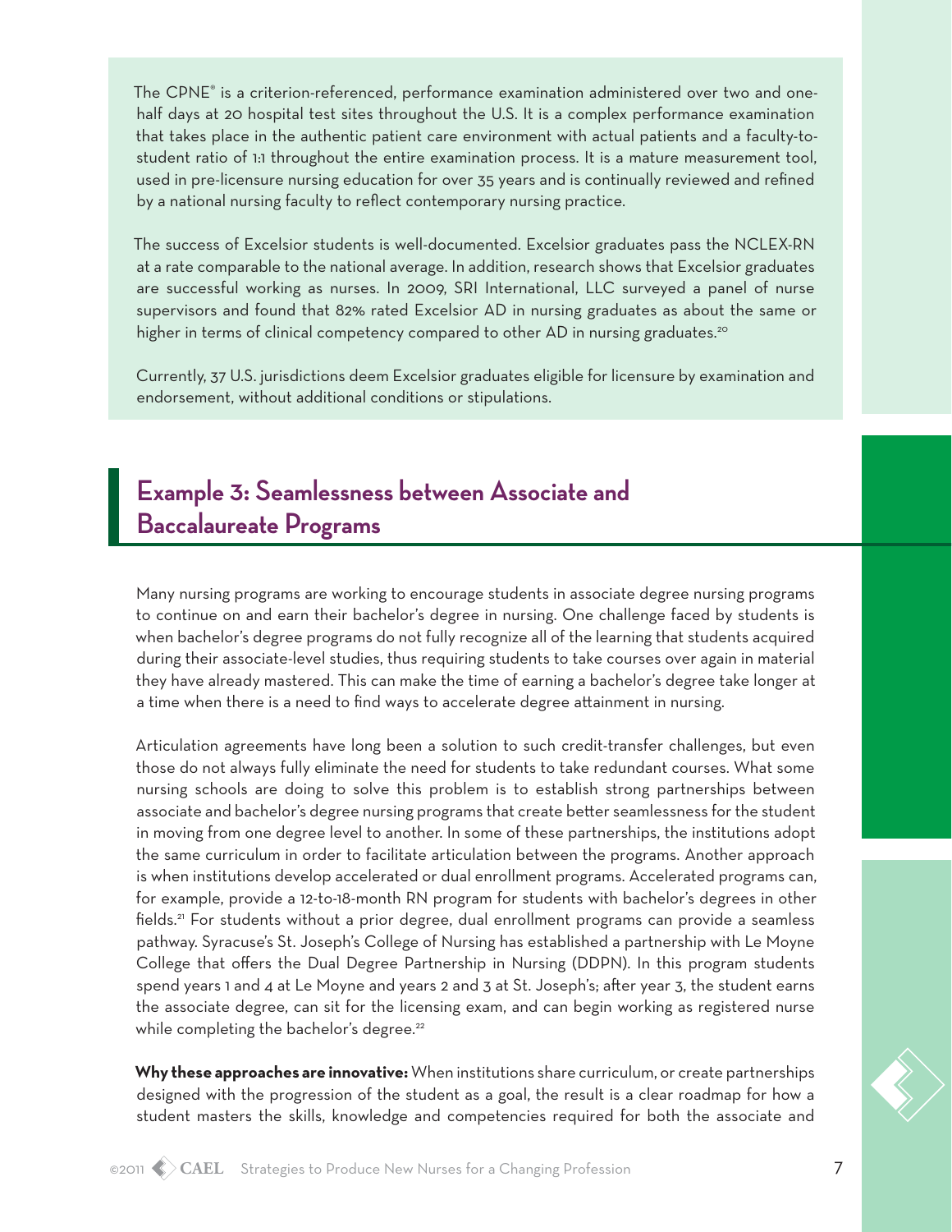The CPNE® is a criterion-referenced, performance examination administered over two and one-half days at 20 hospital test sites throughout the U.S. It is a complex performance examination that takes place in the authentic patient care environment with actual patients and a faculty-to-student ratio of 1:1 throughout the entire examination process. It is a mature measurement tool, used in pre-licensure nursing education for over 35 years and is continually reviewed and refined by a national nursing faculty to reflect contemporary nursing practice.

The success of Excelsior students is well-documented. Excelsior graduates pass the NCLEX-RN at a rate comparable to the national average. In addition, research shows that Excelsior graduates are successful working as nurses. In 2009, SRI International, LLC surveyed a panel of nurse supervisors and found that 82% rated Excelsior AD in nursing graduates as about the same or higher in terms of clinical competency compared to other AD in nursing graduates.[20]

Currently, 37 U.S. jurisdictions deem Excelsior graduates eligible for licensure by examination and endorsement, without additional conditions or stipulations.

## Example 3: Seamlessness between Associate and Baccalaureate Programs

Many nursing programs are working to encourage students in associate degree nursing programs to continue on and earn their bachelor's degree in nursing. One challenge faced by students is when bachelor's degree programs do not fully recognize all of the learning that students acquired during their associate-level studies, thus requiring students to take courses over again in material they have already mastered. This can make the time of earning a bachelor's degree take longer at a time when there is a need to find ways to accelerate degree attainment in nursing.

Articulation agreements have long been a solution to such credit-transfer challenges, but even those do not always fully eliminate the need for students to take redundant courses. What some nursing schools are doing to solve this problem is to establish strong partnerships between associate and bachelor's degree nursing programs that create better seamlessness for the student in moving from one degree level to another. In some of these partnerships, the institutions adopt the same curriculum in order to facilitate articulation between the programs. Another approach is when institutions develop accelerated or dual enrollment programs. Accelerated programs can, for example, provide a 12-to-18-month RN program for students with bachelor's degrees in other fields.[21] For students without a prior degree, dual enrollment programs can provide a seamless pathway. Syracuse's St. Joseph's College of Nursing has established a partnership with Le Moyne College that offers the Dual Degree Partnership in Nursing (DDPN). In this program students spend years 1 and 4 at Le Moyne and years 2 and 3 at St. Joseph's; after year 3, the student earns the associate degree, can sit for the licensing exam, and can begin working as registered nurse while completing the bachelor's degree.[22]

**Why these approaches are innovative:** When institutions share curriculum, or create partnerships designed with the progression of the student as a goal, the result is a clear roadmap for how a student masters the skills, knowledge and competencies required for both the associate and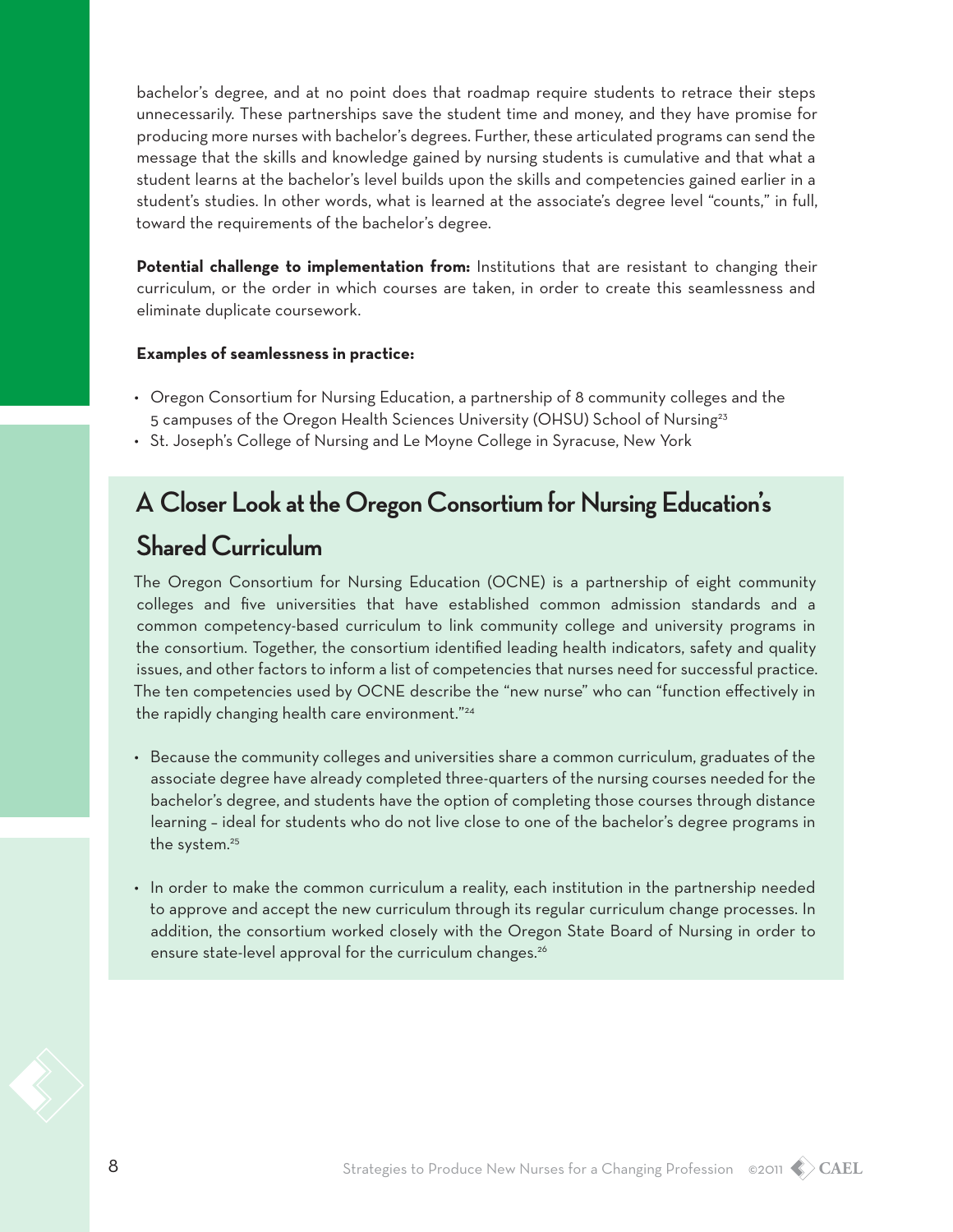bachelor's degree, and at no point does that roadmap require students to retrace their steps unnecessarily. These partnerships save the student time and money, and they have promise for producing more nurses with bachelor's degrees. Further, these articulated programs can send the message that the skills and knowledge gained by nursing students is cumulative and that what a student learns at the bachelor's level builds upon the skills and competencies gained earlier in a student's studies. In other words, what is learned at the associate's degree level "counts," in full, toward the requirements of the bachelor's degree.

**Potential challenge to implementation from:** Institutions that are resistant to changing their curriculum, or the order in which courses are taken, in order to create this seamlessness and eliminate duplicate coursework.

**Examples of seamlessness in practice:**

- Oregon Consortium for Nursing Education, a partnership of 8 community colleges and the 5 campuses of the Oregon Health Sciences University (OHSU) School of Nursing[23]
- St. Joseph's College of Nursing and Le Moyne College in Syracuse, New York

## A Closer Look at the Oregon Consortium for Nursing Education's Shared Curriculum

The Oregon Consortium for Nursing Education (OCNE) is a partnership of eight community colleges and five universities that have established common admission standards and a common competency-based curriculum to link community college and university programs in the consortium. Together, the consortium identified leading health indicators, safety and quality issues, and other factors to inform a list of competencies that nurses need for successful practice. The ten competencies used by OCNE describe the "new nurse" who can "function effectively in the rapidly changing health care environment."[24]

- Because the community colleges and universities share a common curriculum, graduates of the associate degree have already completed three-quarters of the nursing courses needed for the bachelor's degree, and students have the option of completing those courses through distance learning – ideal for students who do not live close to one of the bachelor's degree programs in the system.[25]

- In order to make the common curriculum a reality, each institution in the partnership needed to approve and accept the new curriculum through its regular curriculum change processes. In addition, the consortium worked closely with the Oregon State Board of Nursing in order to ensure state-level approval for the curriculum changes.[26]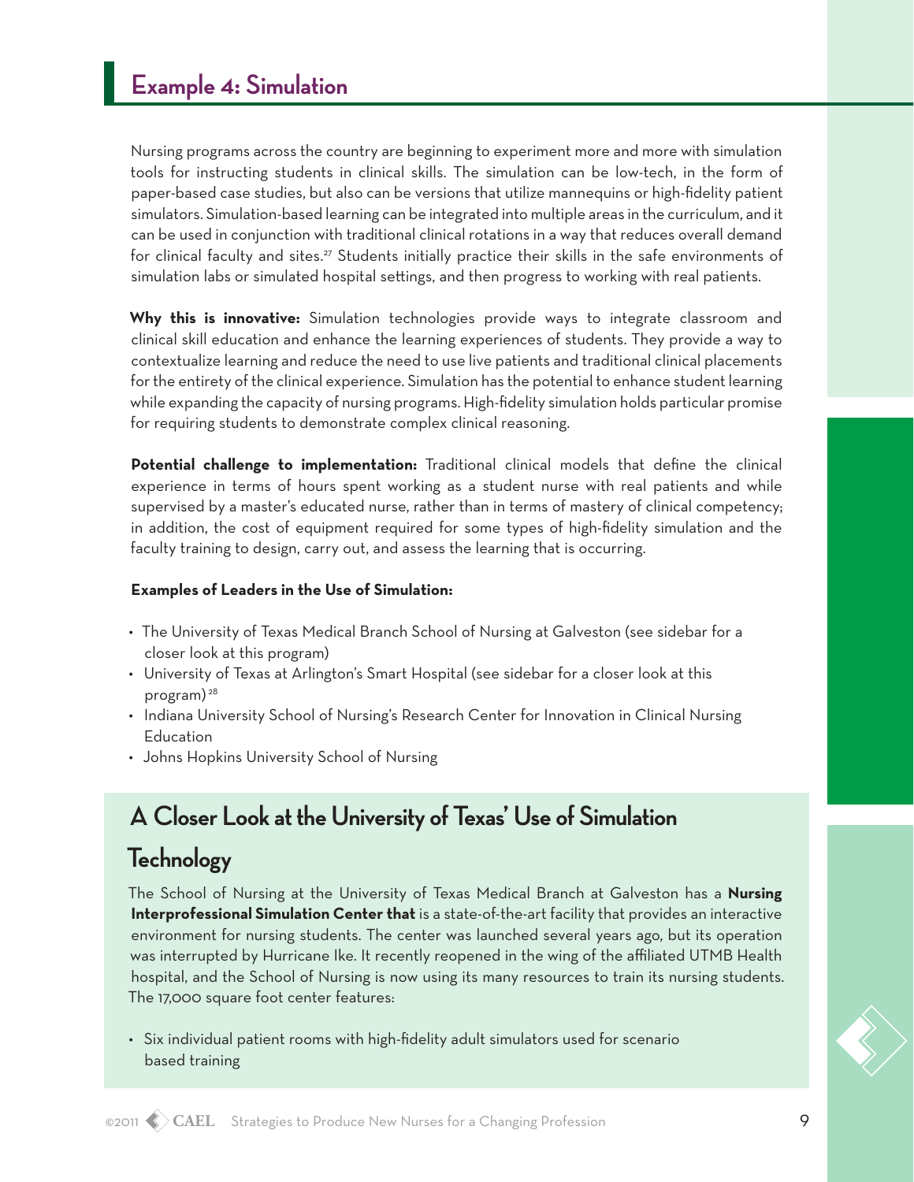## Example 4: Simulation

Nursing programs across the country are beginning to experiment more and more with simulation tools for instructing students in clinical skills. The simulation can be low-tech, in the form of paper-based case studies, but also can be versions that utilize mannequins or high-fidelity patient simulators. Simulation-based learning can be integrated into multiple areas in the curriculum, and it can be used in conjunction with traditional clinical rotations in a way that reduces overall demand for clinical faculty and sites.[27] Students initially practice their skills in the safe environments of simulation labs or simulated hospital settings, and then progress to working with real patients.

**Why this is innovative:** Simulation technologies provide ways to integrate classroom and clinical skill education and enhance the learning experiences of students. They provide a way to contextualize learning and reduce the need to use live patients and traditional clinical placements for the entirety of the clinical experience. Simulation has the potential to enhance student learning while expanding the capacity of nursing programs. High-fidelity simulation holds particular promise for requiring students to demonstrate complex clinical reasoning.

**Potential challenge to implementation:** Traditional clinical models that define the clinical experience in terms of hours spent working as a student nurse with real patients and while supervised by a master's educated nurse, rather than in terms of mastery of clinical competency; in addition, the cost of equipment required for some types of high-fidelity simulation and the faculty training to design, carry out, and assess the learning that is occurring.

**Examples of Leaders in the Use of Simulation:**

- The University of Texas Medical Branch School of Nursing at Galveston (see sidebar for a closer look at this program)
- University of Texas at Arlington's Smart Hospital (see sidebar for a closer look at this program)[28]
- Indiana University School of Nursing's Research Center for Innovation in Clinical Nursing Education
- Johns Hopkins University School of Nursing

## A Closer Look at the University of Texas' Use of Simulation Technology

The School of Nursing at the University of Texas Medical Branch at Galveston has a **Nursing Interprofessional Simulation Center that** is a state-of-the-art facility that provides an interactive environment for nursing students. The center was launched several years ago, but its operation was interrupted by Hurricane Ike. It recently reopened in the wing of the affiliated UTMB Health hospital, and the School of Nursing is now using its many resources to train its nursing students. The 17,000 square foot center features:

- Six individual patient rooms with high-fidelity adult simulators used for scenario based training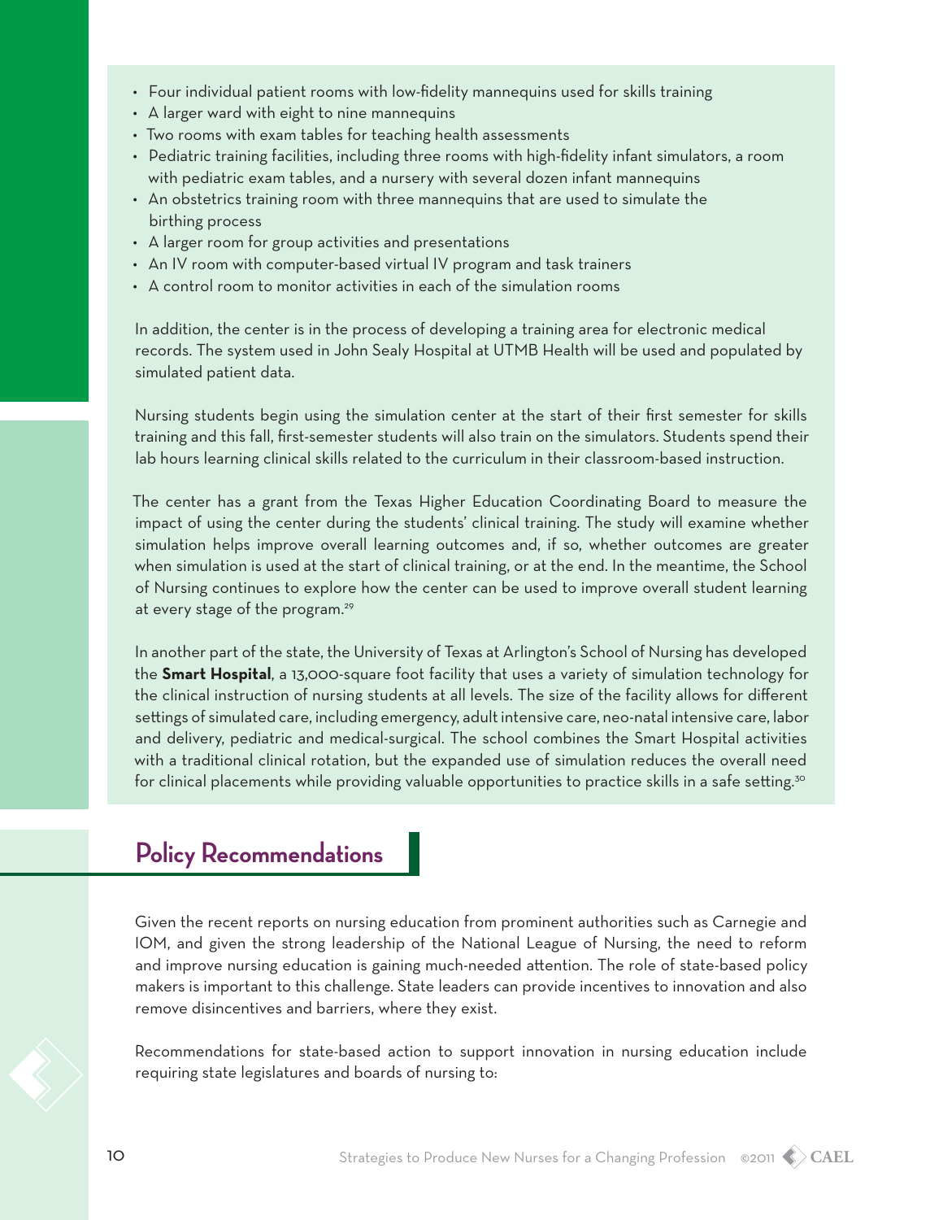- Four individual patient rooms with low-fidelity mannequins used for skills training
- A larger ward with eight to nine mannequins
- Two rooms with exam tables for teaching health assessments
- Pediatric training facilities, including three rooms with high-fidelity infant simulators, a room with pediatric exam tables, and a nursery with several dozen infant mannequins
- An obstetrics training room with three mannequins that are used to simulate the birthing process
- A larger room for group activities and presentations
- An IV room with computer-based virtual IV program and task trainers
- A control room to monitor activities in each of the simulation rooms

In addition, the center is in the process of developing a training area for electronic medical records. The system used in John Sealy Hospital at UTMB Health will be used and populated by simulated patient data.

Nursing students begin using the simulation center at the start of their first semester for skills training and this fall, first-semester students will also train on the simulators. Students spend their lab hours learning clinical skills related to the curriculum in their classroom-based instruction.

The center has a grant from the Texas Higher Education Coordinating Board to measure the impact of using the center during the students' clinical training. The study will examine whether simulation helps improve overall learning outcomes and, if so, whether outcomes are greater when simulation is used at the start of clinical training, or at the end. In the meantime, the School of Nursing continues to explore how the center can be used to improve overall student learning at every stage of the program.[29]

In another part of the state, the University of Texas at Arlington's School of Nursing has developed the **Smart Hospital**, a 13,000-square foot facility that uses a variety of simulation technology for the clinical instruction of nursing students at all levels. The size of the facility allows for different settings of simulated care, including emergency, adult intensive care, neo-natal intensive care, labor and delivery, pediatric and medical-surgical. The school combines the Smart Hospital activities with a traditional clinical rotation, but the expanded use of simulation reduces the overall need for clinical placements while providing valuable opportunities to practice skills in a safe setting.[30]

## Policy Recommendations

Given the recent reports on nursing education from prominent authorities such as Carnegie and IOM, and given the strong leadership of the National League of Nursing, the need to reform and improve nursing education is gaining much-needed attention. The role of state-based policy makers is important to this challenge. State leaders can provide incentives to innovation and also remove disincentives and barriers, where they exist.

Recommendations for state-based action to support innovation in nursing education include requiring state legislatures and boards of nursing to: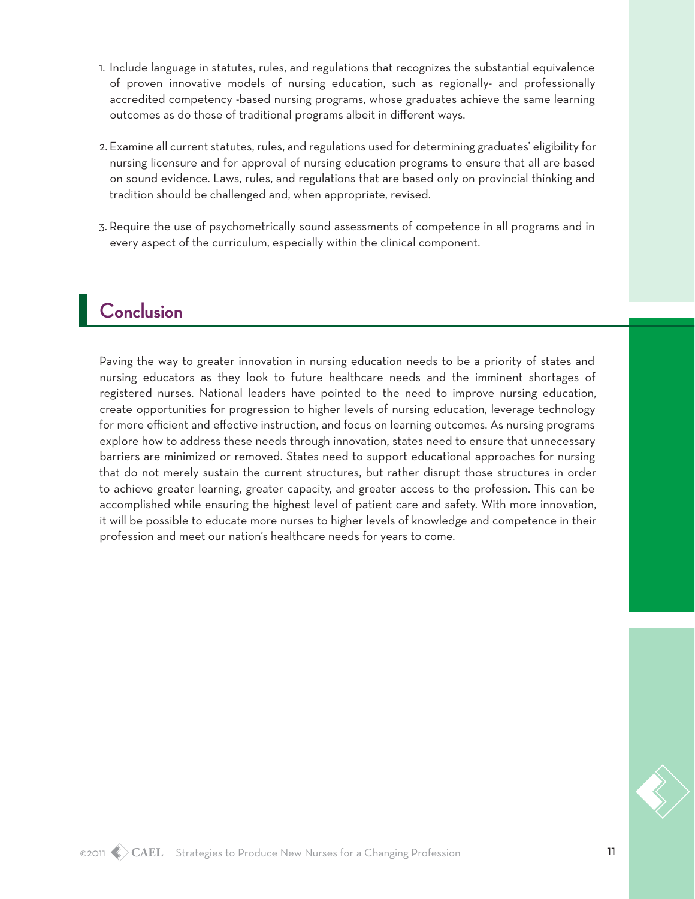1. Include language in statutes, rules, and regulations that recognizes the substantial equivalence of proven innovative models of nursing education, such as regionally- and professionally accredited competency -based nursing programs, whose graduates achieve the same learning outcomes as do those of traditional programs albeit in different ways.
2. Examine all current statutes, rules, and regulations used for determining graduates' eligibility for nursing licensure and for approval of nursing education programs to ensure that all are based on sound evidence. Laws, rules, and regulations that are based only on provincial thinking and tradition should be challenged and, when appropriate, revised.
3. Require the use of psychometrically sound assessments of competence in all programs and in every aspect of the curriculum, especially within the clinical component.

## Conclusion

Paving the way to greater innovation in nursing education needs to be a priority of states and nursing educators as they look to future healthcare needs and the imminent shortages of registered nurses. National leaders have pointed to the need to improve nursing education, create opportunities for progression to higher levels of nursing education, leverage technology for more efficient and effective instruction, and focus on learning outcomes. As nursing programs explore how to address these needs through innovation, states need to ensure that unnecessary barriers are minimized or removed. States need to support educational approaches for nursing that do not merely sustain the current structures, but rather disrupt those structures in order to achieve greater learning, greater capacity, and greater access to the profession. This can be accomplished while ensuring the highest level of patient care and safety. With more innovation, it will be possible to educate more nurses to higher levels of knowledge and competence in their profession and meet our nation's healthcare needs for years to come.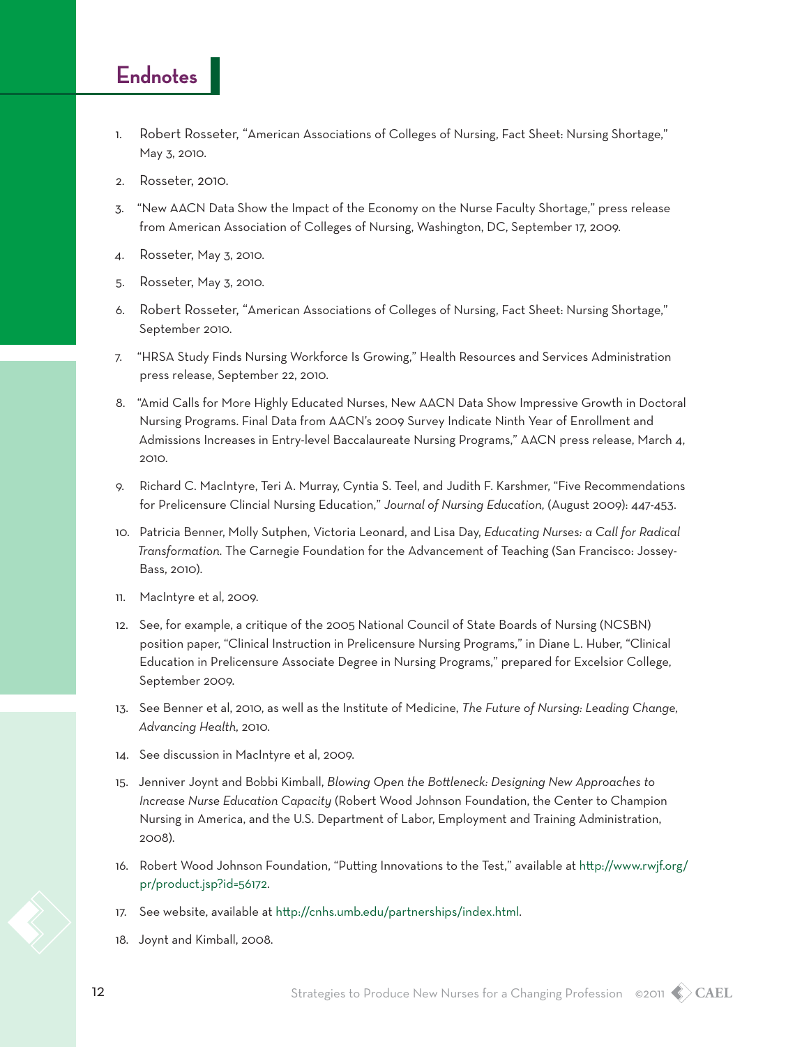## Endnotes

1. Robert Rosseter, "American Associations of Colleges of Nursing, Fact Sheet: Nursing Shortage," May 3, 2010.

2. Rosseter, 2010.

3. "New AACN Data Show the Impact of the Economy on the Nurse Faculty Shortage," press release from American Association of Colleges of Nursing, Washington, DC, September 17, 2009.

4. Rosseter, May 3, 2010.

5. Rosseter, May 3, 2010.

6. Robert Rosseter, "American Associations of Colleges of Nursing, Fact Sheet: Nursing Shortage," September 2010.

7. "HRSA Study Finds Nursing Workforce Is Growing," Health Resources and Services Administration press release, September 22, 2010.

8. "Amid Calls for More Highly Educated Nurses, New AACN Data Show Impressive Growth in Doctoral Nursing Programs. Final Data from AACN's 2009 Survey Indicate Ninth Year of Enrollment and Admissions Increases in Entry-level Baccalaureate Nursing Programs," AACN press release, March 4, 2010.

9. Richard C. MacIntyre, Teri A. Murray, Cyntia S. Teel, and Judith F. Karshmer, "Five Recommendations for Prelicensure Clincial Nursing Education," *Journal of Nursing Education,* (August 2009): 447-453.

10. Patricia Benner, Molly Sutphen, Victoria Leonard, and Lisa Day, *Educating Nurses: a Call for Radical Transformation.* The Carnegie Foundation for the Advancement of Teaching (San Francisco: Jossey-Bass, 2010).

11. MacIntyre et al, 2009.

12. See, for example, a critique of the 2005 National Council of State Boards of Nursing (NCSBN) position paper, "Clinical Instruction in Prelicensure Nursing Programs," in Diane L. Huber, "Clinical Education in Prelicensure Associate Degree in Nursing Programs," prepared for Excelsior College, September 2009.

13. See Benner et al, 2010, as well as the Institute of Medicine, *The Future of Nursing: Leading Change, Advancing Health,* 2010.

14. See discussion in MacIntyre et al, 2009.

15. Jenniver Joynt and Bobbi Kimball, *Blowing Open the Bottleneck: Designing New Approaches to Increase Nurse Education Capacity* (Robert Wood Johnson Foundation, the Center to Champion Nursing in America, and the U.S. Department of Labor, Employment and Training Administration, 2008).

16. Robert Wood Johnson Foundation, "Putting Innovations to the Test," available at http://www.rwjf.org/pr/product.jsp?id=56172.

17. See website, available at http://cnhs.umb.edu/partnerships/index.html.

18. Joynt and Kimball, 2008.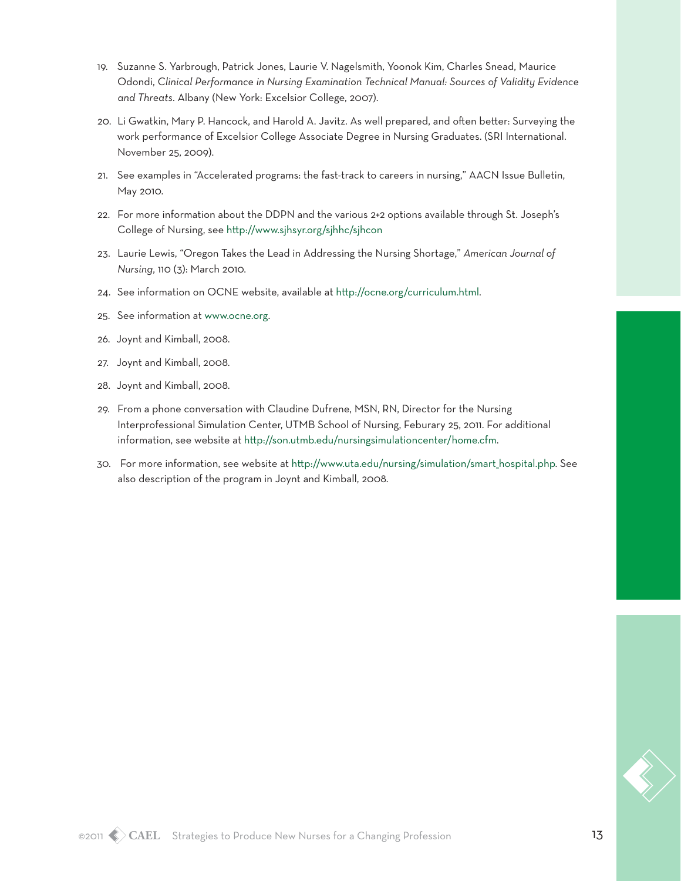19. Suzanne S. Yarbrough, Patrick Jones, Laurie V. Nagelsmith, Yoonok Kim, Charles Snead, Maurice Odondi, *Clinical Performance in Nursing Examination Technical Manual: Sources of Validity Evidence and Threats*. Albany (New York: Excelsior College, 2007).
20. Li Gwatkin, Mary P. Hancock, and Harold A. Javitz. As well prepared, and often better: Surveying the work performance of Excelsior College Associate Degree in Nursing Graduates. (SRI International. November 25, 2009).
21. See examples in "Accelerated programs: the fast-track to careers in nursing," AACN Issue Bulletin, May 2010.
22. For more information about the DDPN and the various 2+2 options available through St. Joseph's College of Nursing, see http://www.sjhsyr.org/sjhc/sjhcon
23. Laurie Lewis, "Oregon Takes the Lead in Addressing the Nursing Shortage," *American Journal of Nursing*, 110 (3): March 2010.
24. See information on OCNE website, available at http://ocne.org/curriculum.html.
25. See information at www.ocne.org.
26. Joynt and Kimball, 2008.
27. Joynt and Kimball, 2008.
28. Joynt and Kimball, 2008.
29. From a phone conversation with Claudine Dufrene, MSN, RN, Director for the Nursing Interprofessional Simulation Center, UTMB School of Nursing, Feburary 25, 2011. For additional information, see website at http://son.utmb.edu/nursingsimulationcenter/home.cfm.
30. For more information, see website at http://www.uta.edu/nursing/simulation/smart_hospital.php. See also description of the program in Joynt and Kimball, 2008.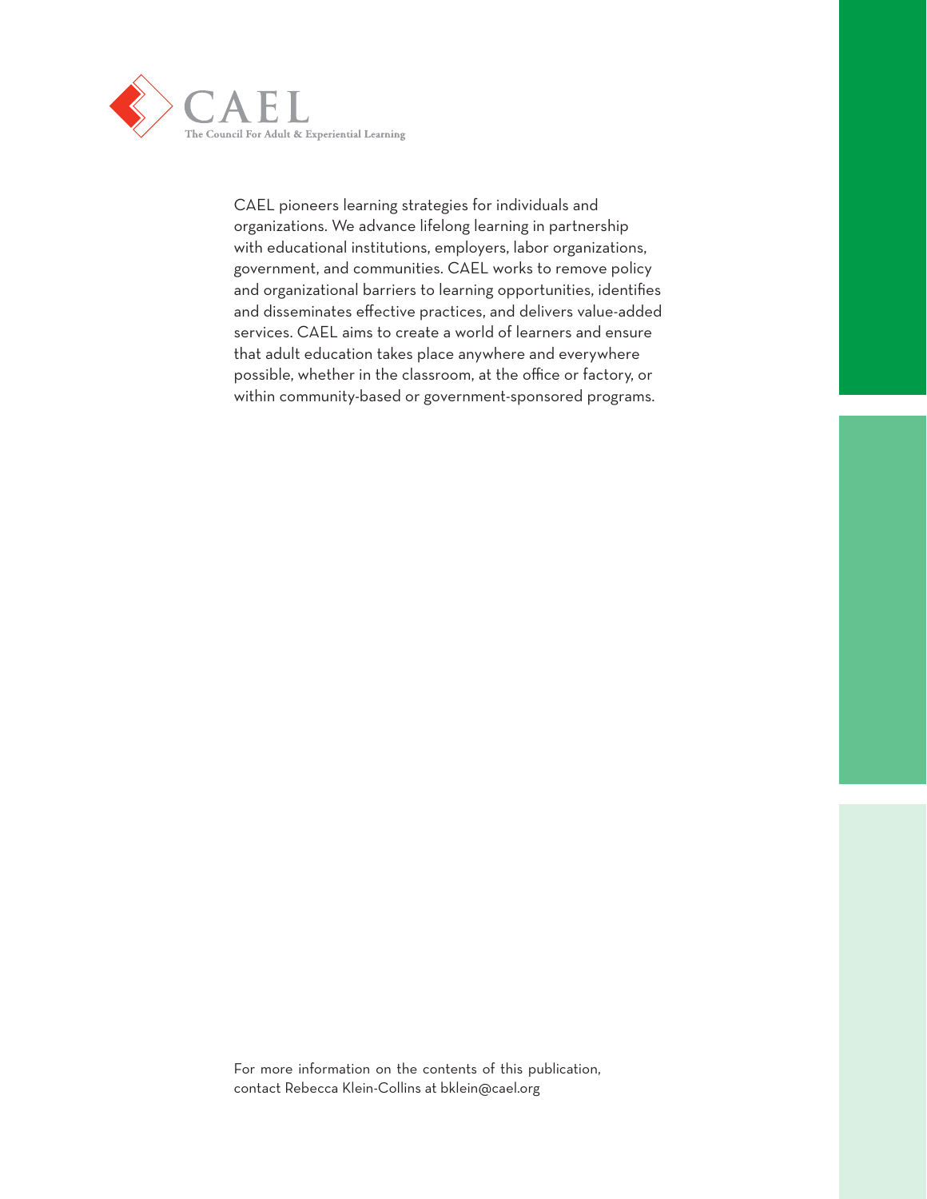CAEL

The Council For Adult & Experiential Learning

CAEL pioneers learning strategies for individuals and organizations. We advance lifelong learning in partnership with educational institutions, employers, labor organizations, government, and communities. CAEL works to remove policy and organizational barriers to learning opportunities, identifies and disseminates effective practices, and delivers value-added services. CAEL aims to create a world of learners and ensure that adult education takes place anywhere and everywhere possible, whether in the classroom, at the office or factory, or within community-based or government-sponsored programs.

For more information on the contents of this publication, contact Rebecca Klein-Collins at bklein@cael.org